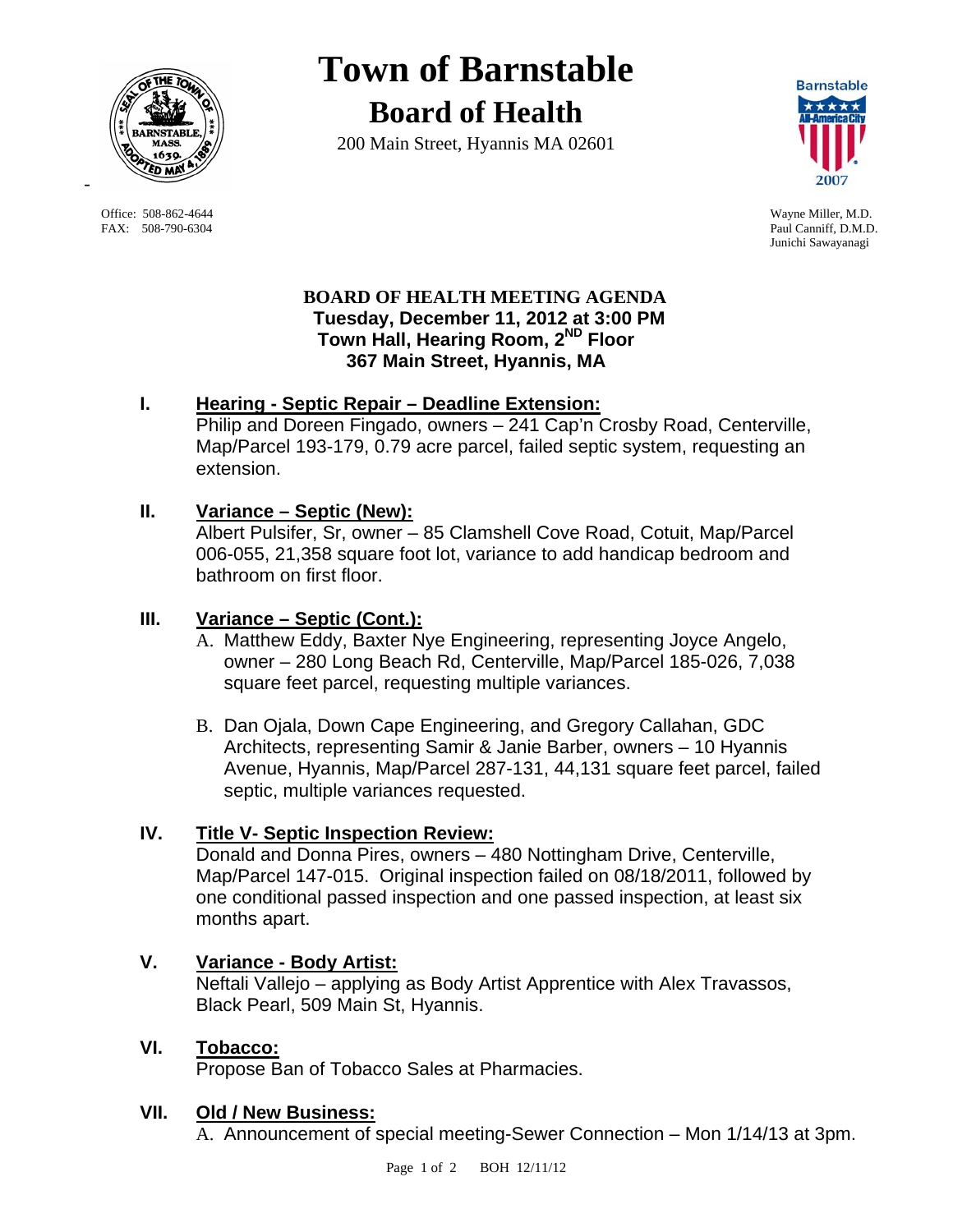# Town of Barnstable

## Board of Health

200 Main Street, Hyannis MA 02601

Office: 508-862-4644
FAX: 508-790-6304

Wayne Miller, M.D.
Paul Canniff, D.M.D.
Junichi Sawayanagi

**BOARD OF HEALTH MEETING AGENDA**
**Tuesday, December 11, 2012 at 3:00 PM**
**Town Hall, Hearing Room, 2ND Floor**
**367 Main Street, Hyannis, MA**

**I. Hearing - Septic Repair – Deadline Extension:**

Philip and Doreen Fingado, owners – 241 Cap'n Crosby Road, Centerville, Map/Parcel 193-179, 0.79 acre parcel, failed septic system, requesting an extension.

**II. Variance – Septic (New):**

Albert Pulsifer, Sr, owner – 85 Clamshell Cove Road, Cotuit, Map/Parcel 006-055, 21,358 square foot lot, variance to add handicap bedroom and bathroom on first floor.

**III. Variance – Septic (Cont.):**

A. Matthew Eddy, Baxter Nye Engineering, representing Joyce Angelo, owner – 280 Long Beach Rd, Centerville, Map/Parcel 185-026, 7,038 square feet parcel, requesting multiple variances.

B. Dan Ojala, Down Cape Engineering, and Gregory Callahan, GDC Architects, representing Samir & Janie Barber, owners – 10 Hyannis Avenue, Hyannis, Map/Parcel 287-131, 44,131 square feet parcel, failed septic, multiple variances requested.

**IV. Title V- Septic Inspection Review:**

Donald and Donna Pires, owners – 480 Nottingham Drive, Centerville, Map/Parcel 147-015. Original inspection failed on 08/18/2011, followed by one conditional passed inspection and one passed inspection, at least six months apart.

**V. Variance - Body Artist:**

Neftali Vallejo – applying as Body Artist Apprentice with Alex Travassos, Black Pearl, 509 Main St, Hyannis.

**VI. Tobacco:**

Propose Ban of Tobacco Sales at Pharmacies.

**VII. Old / New Business:**

A. Announcement of special meeting-Sewer Connection – Mon 1/14/13 at 3pm.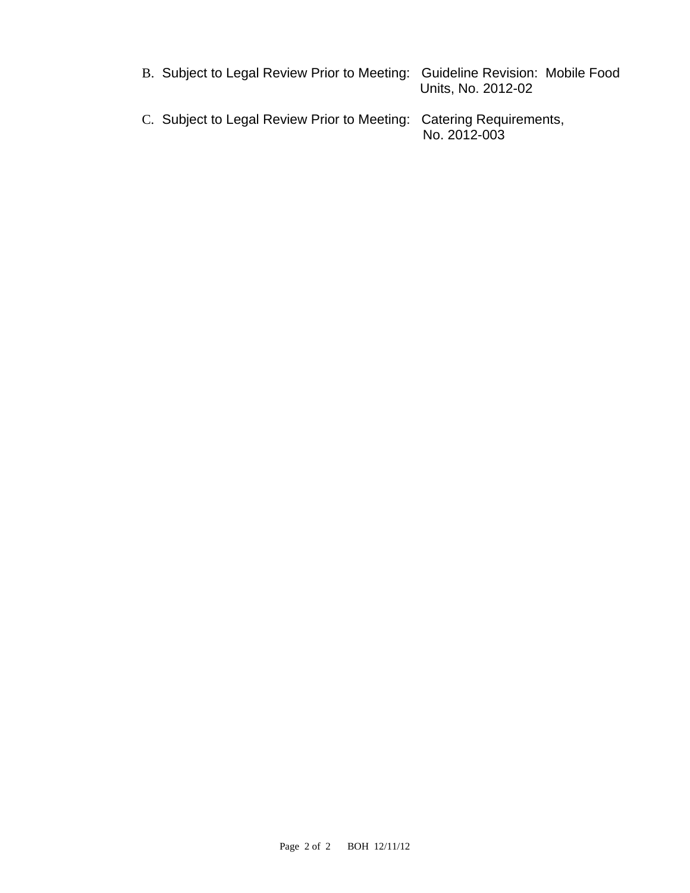B. Subject to Legal Review Prior to Meeting: Guideline Revision: Mobile Food Units, No. 2012-02

C. Subject to Legal Review Prior to Meeting: Catering Requirements, No. 2012-003